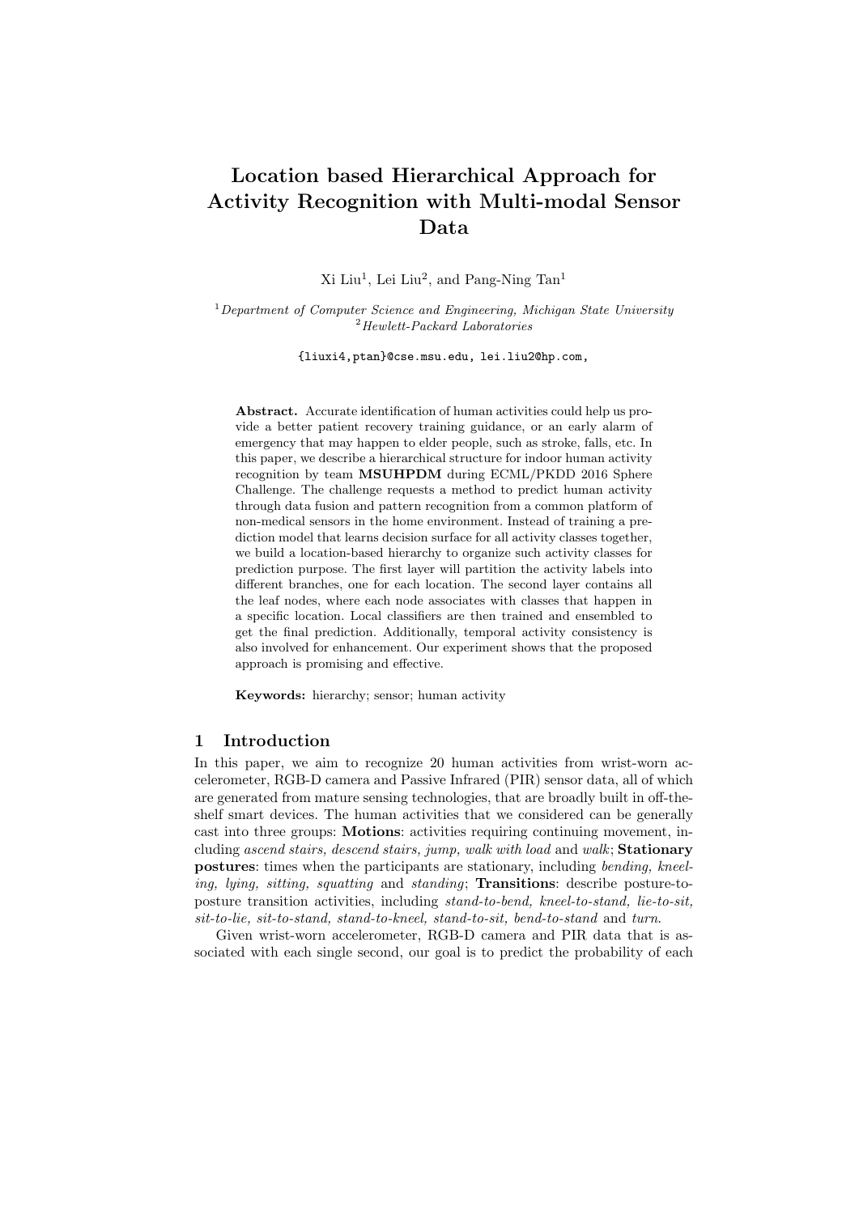# Location based Hierarchical Approach for Activity Recognition with Multi-modal Sensor Data

Xi Liu[1], Lei Liu[2], and Pang-Ning Tan[1]

[1] *Department of Computer Science and Engineering, Michigan State University*
[2] *Hewlett-Packard Laboratories*

{liuxi4,ptan}@cse.msu.edu, lei.liu2@hp.com,

**Abstract.** Accurate identification of human activities could help us provide a better patient recovery training guidance, or an early alarm of emergency that may happen to elder people, such as stroke, falls, etc. In this paper, we describe a hierarchical structure for indoor human activity recognition by team **MSUHPDM** during ECML/PKDD 2016 Sphere Challenge. The challenge requests a method to predict human activity through data fusion and pattern recognition from a common platform of non-medical sensors in the home environment. Instead of training a prediction model that learns decision surface for all activity classes together, we build a location-based hierarchy to organize such activity classes for prediction purpose. The first layer will partition the activity labels into different branches, one for each location. The second layer contains all the leaf nodes, where each node associates with classes that happen in a specific location. Local classifiers are then trained and ensembled to get the final prediction. Additionally, temporal activity consistency is also involved for enhancement. Our experiment shows that the proposed approach is promising and effective.

**Keywords:** hierarchy; sensor; human activity

## 1 Introduction

In this paper, we aim to recognize 20 human activities from wrist-worn accelerometer, RGB-D camera and Passive Infrared (PIR) sensor data, all of which are generated from mature sensing technologies, that are broadly built in off-the-shelf smart devices. The human activities that we considered can be generally cast into three groups: **Motions**: activities requiring continuing movement, including *ascend stairs, descend stairs, jump, walk with load* and *walk*; **Stationary postures**: times when the participants are stationary, including *bending, kneeling, lying, sitting, squatting* and *standing*; **Transitions**: describe posture-to-posture transition activities, including *stand-to-bend, kneel-to-stand, lie-to-sit, sit-to-lie, sit-to-stand, stand-to-kneel, stand-to-sit, bend-to-stand* and *turn*.

Given wrist-worn accelerometer, RGB-D camera and PIR data that is associated with each single second, our goal is to predict the probability of each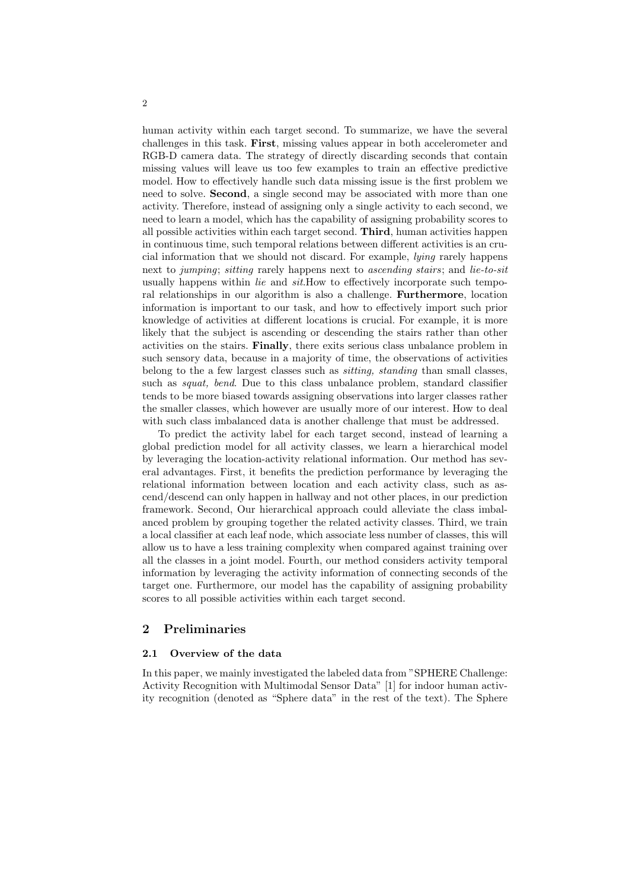human activity within each target second. To summarize, we have the several challenges in this task. **First**, missing values appear in both accelerometer and RGB-D camera data. The strategy of directly discarding seconds that contain missing values will leave us too few examples to train an effective predictive model. How to effectively handle such data missing issue is the first problem we need to solve. **Second**, a single second may be associated with more than one activity. Therefore, instead of assigning only a single activity to each second, we need to learn a model, which has the capability of assigning probability scores to all possible activities within each target second. **Third**, human activities happen in continuous time, such temporal relations between different activities is an crucial information that we should not discard. For example, *lying* rarely happens next to *jumping*; *sitting* rarely happens next to *ascending stairs*; and *lie-to-sit* usually happens within *lie* and *sit*.How to effectively incorporate such temporal relationships in our algorithm is also a challenge. **Furthermore**, location information is important to our task, and how to effectively import such prior knowledge of activities at different locations is crucial. For example, it is more likely that the subject is ascending or descending the stairs rather than other activities on the stairs. **Finally**, there exits serious class unbalance problem in such sensory data, because in a majority of time, the observations of activities belong to the a few largest classes such as *sitting, standing* than small classes, such as *squat, bend*. Due to this class unbalance problem, standard classifier tends to be more biased towards assigning observations into larger classes rather the smaller classes, which however are usually more of our interest. How to deal with such class imbalanced data is another challenge that must be addressed.

To predict the activity label for each target second, instead of learning a global prediction model for all activity classes, we learn a hierarchical model by leveraging the location-activity relational information. Our method has several advantages. First, it benefits the prediction performance by leveraging the relational information between location and each activity class, such as ascend/descend can only happen in hallway and not other places, in our prediction framework. Second, Our hierarchical approach could alleviate the class imbalanced problem by grouping together the related activity classes. Third, we train a local classifier at each leaf node, which associate less number of classes, this will allow us to have a less training complexity when compared against training over all the classes in a joint model. Fourth, our method considers activity temporal information by leveraging the activity information of connecting seconds of the target one. Furthermore, our model has the capability of assigning probability scores to all possible activities within each target second.

## 2 Preliminaries

### 2.1 Overview of the data

In this paper, we mainly investigated the labeled data from "SPHERE Challenge: Activity Recognition with Multimodal Sensor Data" [1] for indoor human activity recognition (denoted as "Sphere data" in the rest of the text). The Sphere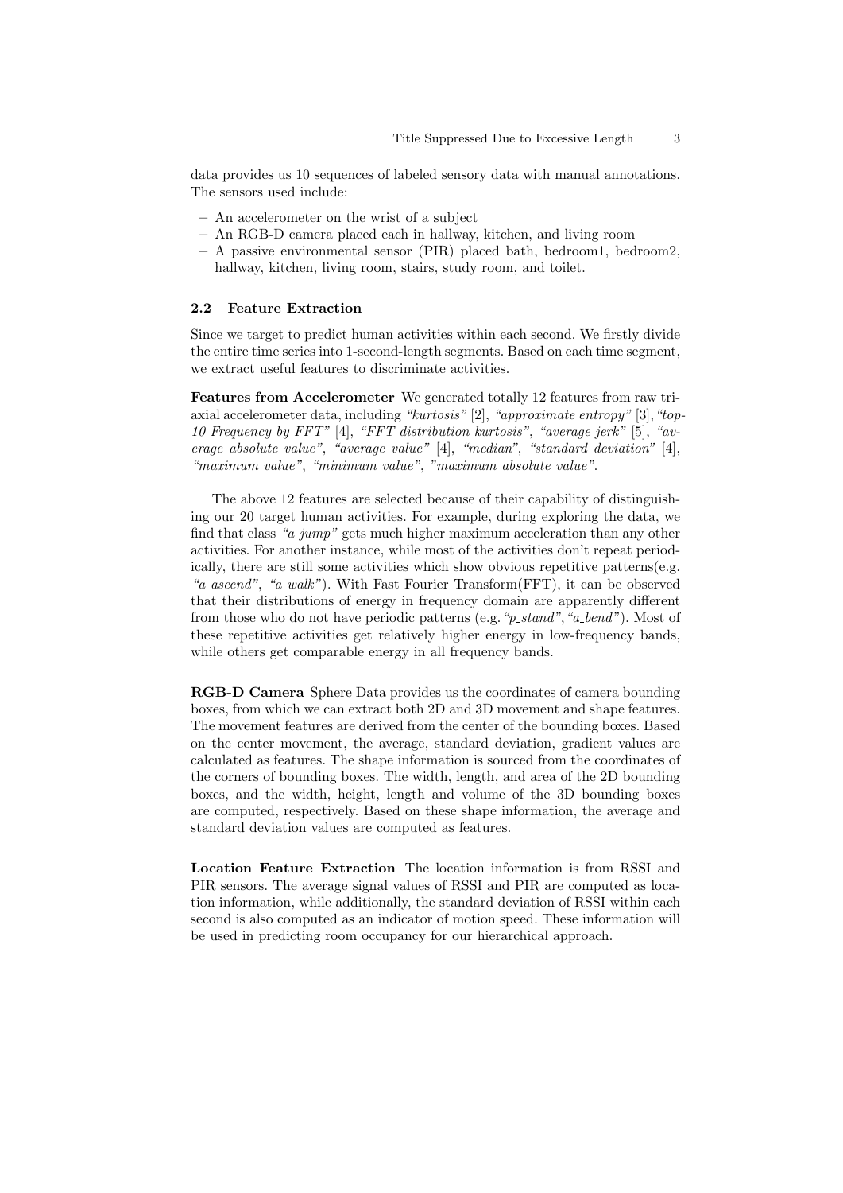data provides us 10 sequences of labeled sensory data with manual annotations. The sensors used include:

- An accelerometer on the wrist of a subject
- An RGB-D camera placed each in hallway, kitchen, and living room
- A passive environmental sensor (PIR) placed bath, bedroom1, bedroom2, hallway, kitchen, living room, stairs, study room, and toilet.

### 2.2 Feature Extraction

Since we target to predict human activities within each second. We firstly divide the entire time series into 1-second-length segments. Based on each time segment, we extract useful features to discriminate activities.

**Features from Accelerometer** We generated totally 12 features from raw triaxial accelerometer data, including *"kurtosis"* [2], *"approximate entropy"* [3], *"top-10 Frequency by FFT"* [4], *"FFT distribution kurtosis"*, *"average jerk"* [5], *"average absolute value"*, *"average value"* [4], *"median"*, *"standard deviation"* [4], *"maximum value"*, *"minimum value"*, *"maximum absolute value"*.

The above 12 features are selected because of their capability of distinguishing our 20 target human activities. For example, during exploring the data, we find that class *"a_jump"* gets much higher maximum acceleration than any other activities. For another instance, while most of the activities don't repeat periodically, there are still some activities which show obvious repetitive patterns(e.g. *"a_ascend"*, *"a_walk"*). With Fast Fourier Transform(FFT), it can be observed that their distributions of energy in frequency domain are apparently different from those who do not have periodic patterns (e.g. *"p_stand"*, *"a_bend"*). Most of these repetitive activities get relatively higher energy in low-frequency bands, while others get comparable energy in all frequency bands.

**RGB-D Camera** Sphere Data provides us the coordinates of camera bounding boxes, from which we can extract both 2D and 3D movement and shape features. The movement features are derived from the center of the bounding boxes. Based on the center movement, the average, standard deviation, gradient values are calculated as features. The shape information is sourced from the coordinates of the corners of bounding boxes. The width, length, and area of the 2D bounding boxes, and the width, height, length and volume of the 3D bounding boxes are computed, respectively. Based on these shape information, the average and standard deviation values are computed as features.

**Location Feature Extraction** The location information is from RSSI and PIR sensors. The average signal values of RSSI and PIR are computed as location information, while additionally, the standard deviation of RSSI within each second is also computed as an indicator of motion speed. These information will be used in predicting room occupancy for our hierarchical approach.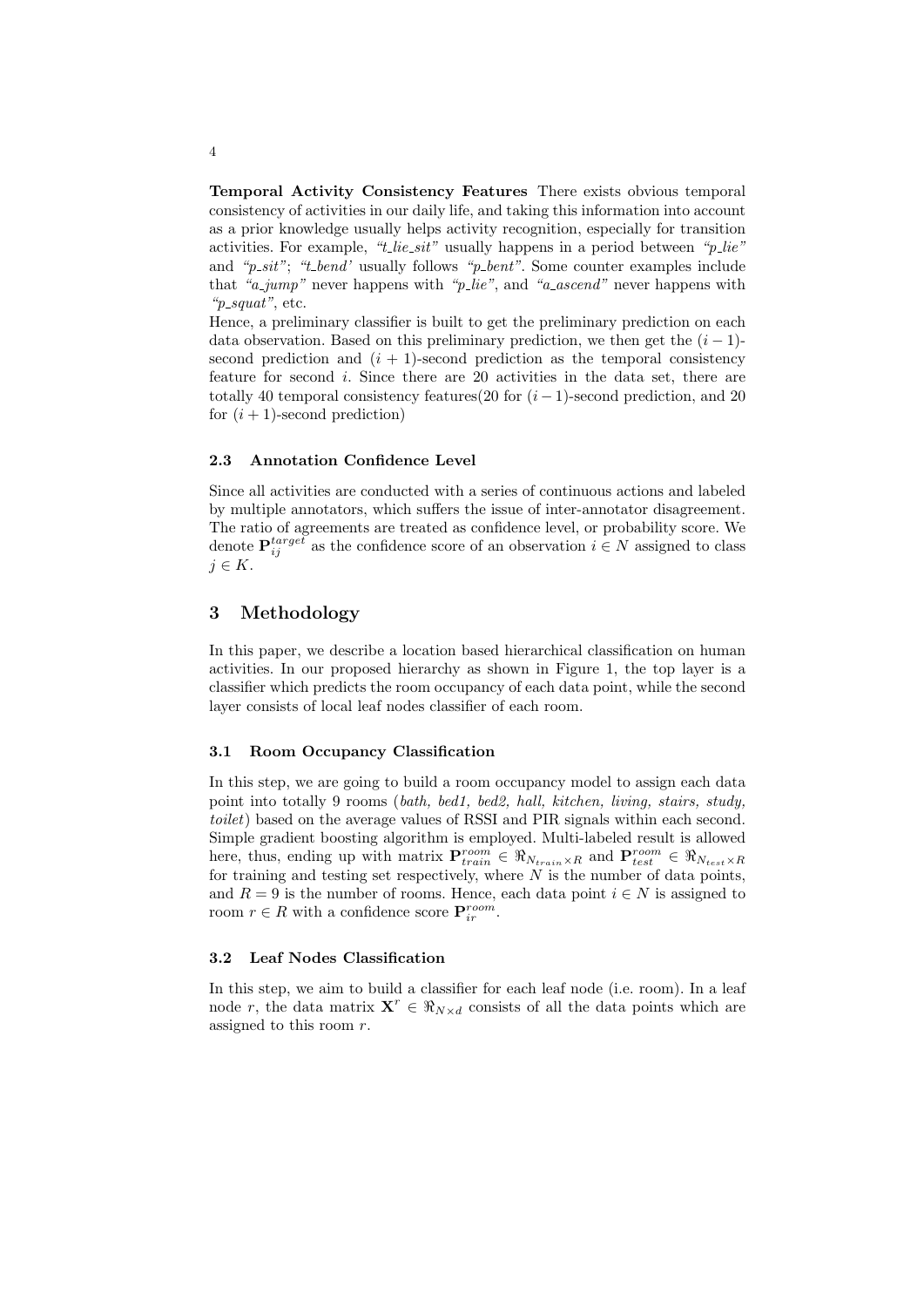**Temporal Activity Consistency Features** There exists obvious temporal consistency of activities in our daily life, and taking this information into account as a prior knowledge usually helps activity recognition, especially for transition activities. For example, *"t_lie_sit"* usually happens in a period between *"p_lie"* and *"p_sit"*; *"t_bend'* usually follows *"p_bent"*. Some counter examples include that *"a_jump"* never happens with *"p_lie"*, and *"a_ascend"* never happens with *"p_squat"*, etc.

Hence, a preliminary classifier is built to get the preliminary prediction on each data observation. Based on this preliminary prediction, we then get the $(i-1)$-second prediction and $(i+1)$-second prediction as the temporal consistency feature for second $i$. Since there are 20 activities in the data set, there are totally 40 temporal consistency features(20 for $(i-1)$-second prediction, and 20 for $(i+1)$-second prediction)

### 2.3 Annotation Confidence Level

Since all activities are conducted with a series of continuous actions and labeled by multiple annotators, which suffers the issue of inter-annotator disagreement. The ratio of agreements are treated as confidence level, or probability score. We denote $\mathbf{P}_{ij}^{target}$ as the confidence score of an observation $i \in N$ assigned to class $j \in K$.

## 3 Methodology

In this paper, we describe a location based hierarchical classification on human activities. In our proposed hierarchy as shown in Figure 1, the top layer is a classifier which predicts the room occupancy of each data point, while the second layer consists of local leaf nodes classifier of each room.

### 3.1 Room Occupancy Classification

In this step, we are going to build a room occupancy model to assign each data point into totally 9 rooms (*bath, bed1, bed2, hall, kitchen, living, stairs, study, toilet*) based on the average values of RSSI and PIR signals within each second. Simple gradient boosting algorithm is employed. Multi-labeled result is allowed here, thus, ending up with matrix $\mathbf{P}_{train}^{room} \in \Re_{N_{train} \times R}$ and $\mathbf{P}_{test}^{room} \in \Re_{N_{test} \times R}$ for training and testing set respectively, where $N$ is the number of data points, and $R = 9$ is the number of rooms. Hence, each data point $i \in N$ is assigned to room $r \in R$ with a confidence score $\mathbf{P}_{ir}^{room}$.

### 3.2 Leaf Nodes Classification

In this step, we aim to build a classifier for each leaf node (i.e. room). In a leaf node $r$, the data matrix $\mathbf{X}^r \in \Re_{N \times d}$ consists of all the data points which are assigned to this room $r$.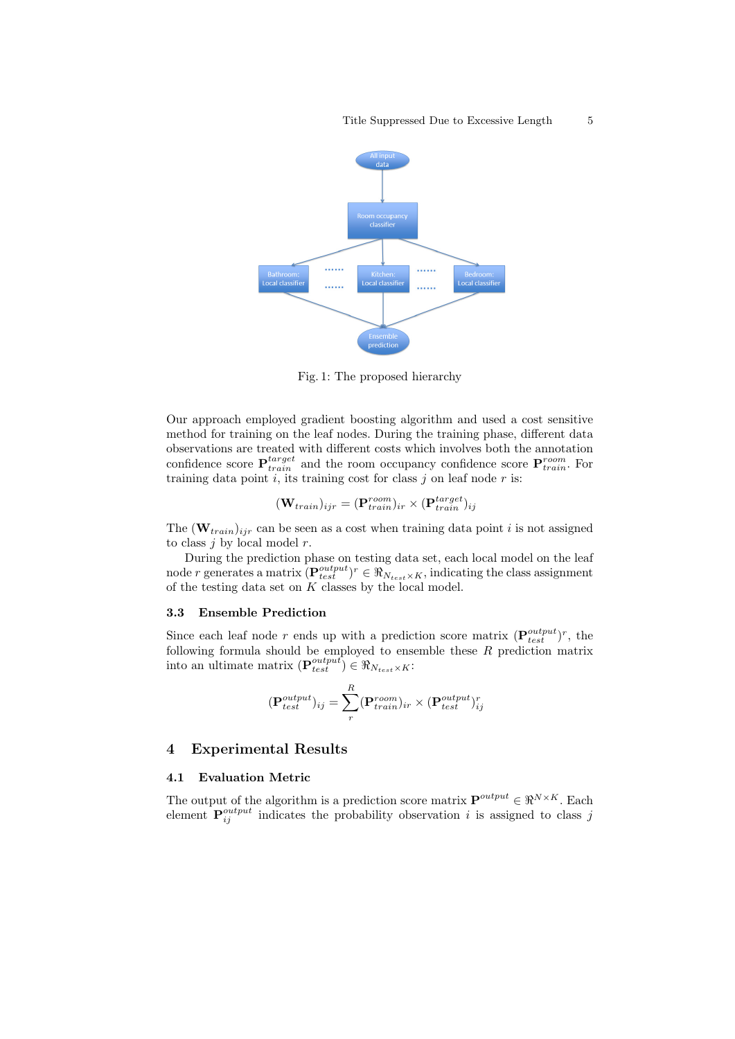Fig. 1: The proposed hierarchy

Our approach employed gradient boosting algorithm and used a cost sensitive method for training on the leaf nodes. During the training phase, different data observations are treated with different costs which involves both the annotation confidence score $\mathbf{P}_{train}^{target}$ and the room occupancy confidence score $\mathbf{P}_{train}^{room}$. For training data point $i$, its training cost for class $j$ on leaf node $r$ is:

$$(\mathbf{W}_{train})_{ijr} = (\mathbf{P}_{train}^{room})_{ir} \times (\mathbf{P}_{train}^{target})_{ij}$$

The $(\mathbf{W}_{train})_{ijr}$ can be seen as a cost when training data point $i$ is not assigned to class $j$ by local model $r$.

During the prediction phase on testing data set, each local model on the leaf node $r$ generates a matrix $(\mathbf{P}_{test}^{output})^r \in \Re_{N_{test} \times K}$, indicating the class assignment of the testing data set on $K$ classes by the local model.

### 3.3 Ensemble Prediction

Since each leaf node $r$ ends up with a prediction score matrix $(\mathbf{P}_{test}^{output})^r$, the following formula should be employed to ensemble these $R$ prediction matrix into an ultimate matrix $(\mathbf{P}_{test}^{output}) \in \Re_{N_{test} \times K}$:

$$(\mathbf{P}_{test}^{output})_{ij} = \sum_{r}^{R} (\mathbf{P}_{train}^{room})_{ir} \times (\mathbf{P}_{test}^{output})_{ij}^{r}$$

## 4 Experimental Results

### 4.1 Evaluation Metric

The output of the algorithm is a prediction score matrix $\mathbf{P}^{output} \in \Re^{N \times K}$. Each element $\mathbf{P}_{ij}^{output}$ indicates the probability observation $i$ is assigned to class $j$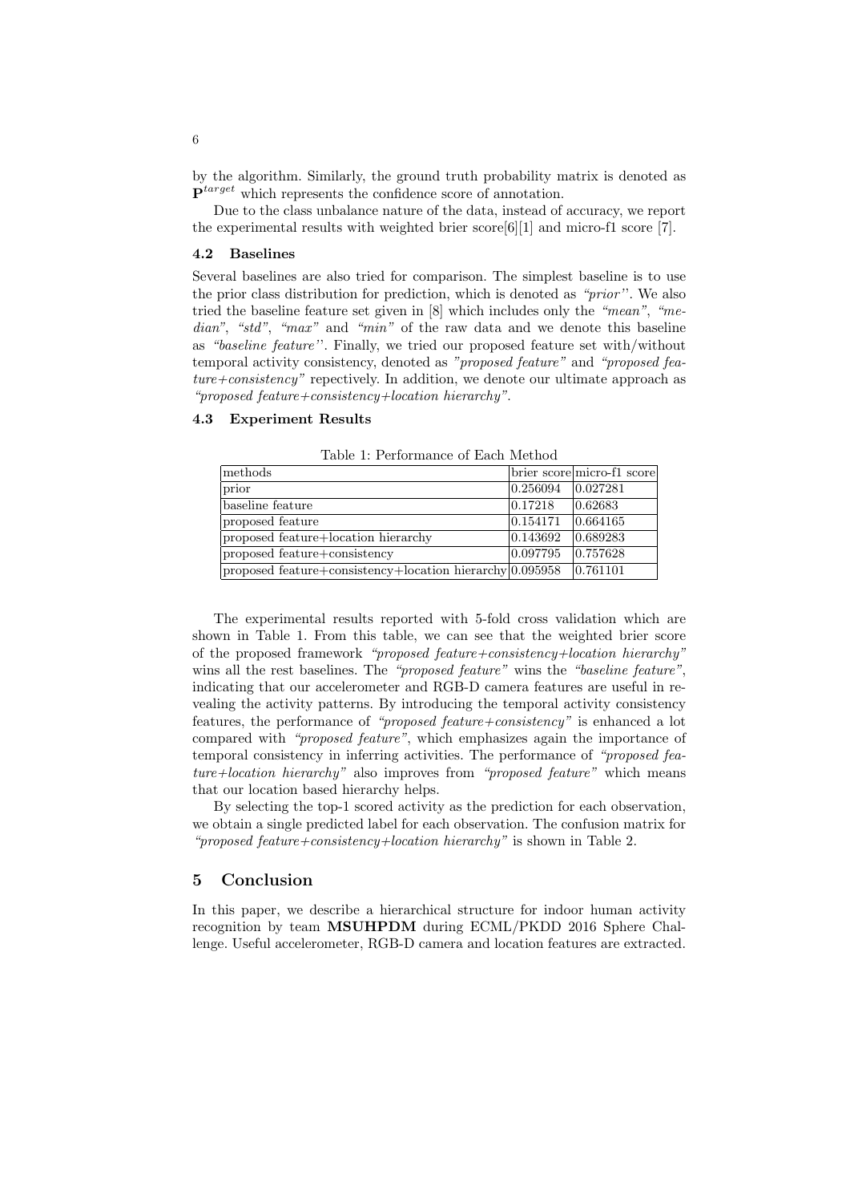by the algorithm. Similarly, the ground truth probability matrix is denoted as $\mathbf{P}^{target}$ which represents the confidence score of annotation.

Due to the class unbalance nature of the data, instead of accuracy, we report the experimental results with weighted brier score[6][1] and micro-f1 score [7].

### 4.2 Baselines

Several baselines are also tried for comparison. The simplest baseline is to use the prior class distribution for prediction, which is denoted as *"prior"*. We also tried the baseline feature set given in [8] which includes only the *"mean"*, *"median"*, *"std"*, *"max"* and *"min"* of the raw data and we denote this baseline as *"baseline feature"*. Finally, we tried our proposed feature set with/without temporal activity consistency, denoted as *"proposed feature"* and *"proposed feature+consistency"* repectively. In addition, we denote our ultimate approach as *"proposed feature+consistency+location hierarchy"*.

### 4.3 Experiment Results

Table 1: Performance of Each Method

| methods | brier score | micro-f1 score |
|---|---|---|
| prior | 0.256094 | 0.027281 |
| baseline feature | 0.17218 | 0.62683 |
| proposed feature | 0.154171 | 0.664165 |
| proposed feature+location hierarchy | 0.143692 | 0.689283 |
| proposed feature+consistency | 0.097795 | 0.757628 |
| proposed feature+consistency+location hierarchy | 0.095958 | 0.761101 |

The experimental results reported with 5-fold cross validation which are shown in Table 1. From this table, we can see that the weighted brier score of the proposed framework *"proposed feature+consistency+location hierarchy"* wins all the rest baselines. The *"proposed feature"* wins the *"baseline feature"*, indicating that our accelerometer and RGB-D camera features are useful in revealing the activity patterns. By introducing the temporal activity consistency features, the performance of *"proposed feature+consistency"* is enhanced a lot compared with *"proposed feature"*, which emphasizes again the importance of temporal consistency in inferring activities. The performance of *"proposed feature+location hierarchy"* also improves from *"proposed feature"* which means that our location based hierarchy helps.

By selecting the top-1 scored activity as the prediction for each observation, we obtain a single predicted label for each observation. The confusion matrix for *"proposed feature+consistency+location hierarchy"* is shown in Table 2.

## 5 Conclusion

In this paper, we describe a hierarchical structure for indoor human activity recognition by team **MSUHPDM** during ECML/PKDD 2016 Sphere Challenge. Useful accelerometer, RGB-D camera and location features are extracted.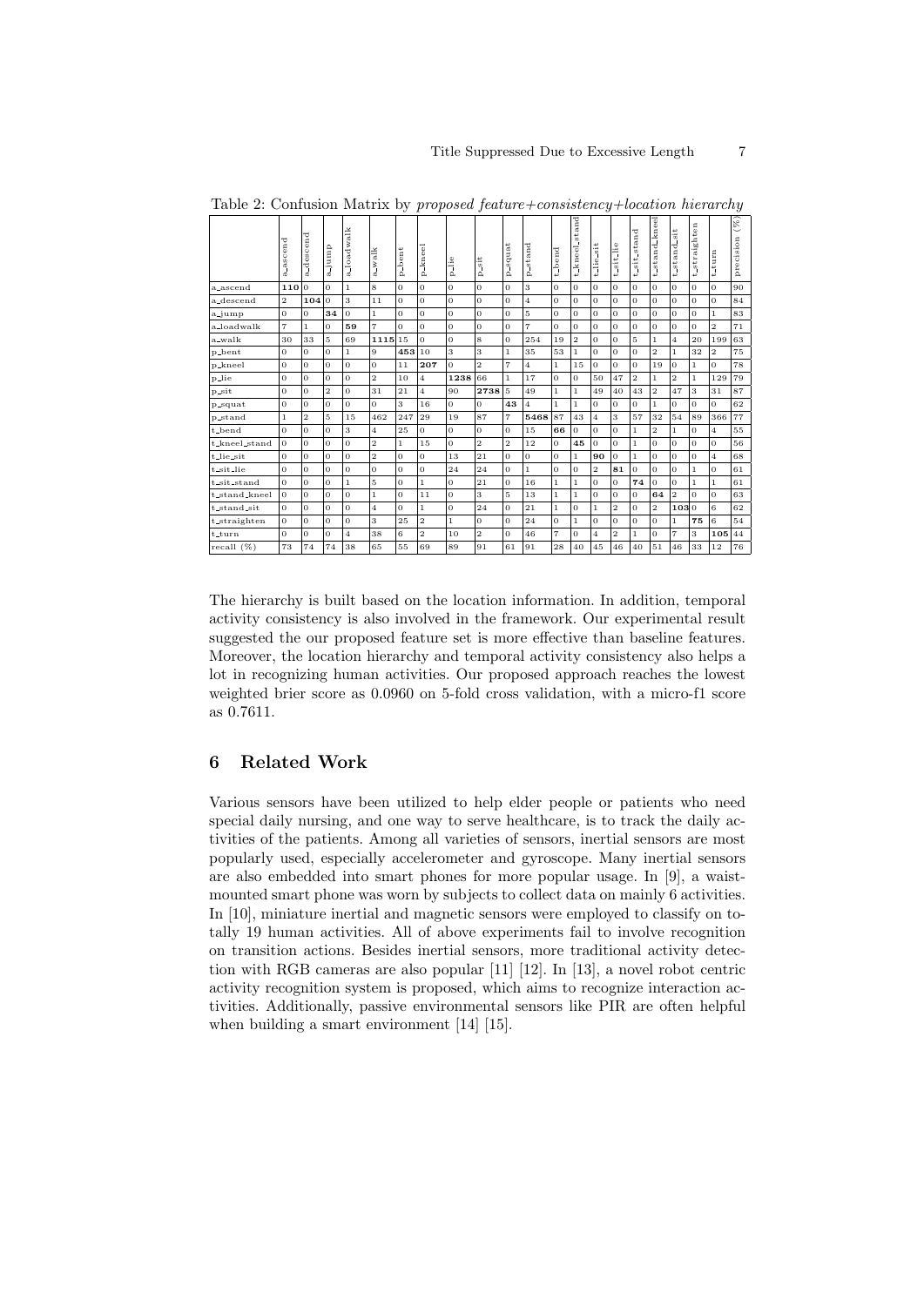Table 2: Confusion Matrix by *proposed feature+consistency+location hierarchy*

| | a_ascend | a_descend | a_jump | a_loadwalk | a_walk | p_bent | p_kneel | p_lie | p_sit | p_squat | p_stand | t_bend | t_kneel_stand | t_lie_sit | t_sit_lie | t_sit_stand | t_stand_kneel | t_stand_sit | t_straighten | t_turn | precision (%) |
|---|---|---|---|---|---|---|---|---|---|---|---|---|---|---|---|---|---|---|---|---|---|
| a_ascend | **110** | 0 | 0 | 1 | 8 | 0 | 0 | 0 | 0 | 0 | 3 | 0 | 0 | 0 | 0 | 0 | 0 | 0 | 0 | 0 | 90 |
| a_descend | 2 | **104** | 0 | 3 | 11 | 0 | 0 | 0 | 0 | 0 | 4 | 0 | 0 | 0 | 0 | 0 | 0 | 0 | 0 | 0 | 84 |
| a_jump | 0 | 0 | **34** | 0 | 1 | 0 | 0 | 0 | 0 | 0 | 5 | 0 | 0 | 0 | 0 | 0 | 0 | 0 | 0 | 1 | 83 |
| a_loadwalk | 7 | 1 | 0 | **59** | 7 | 0 | 0 | 0 | 0 | 0 | 7 | 0 | 0 | 0 | 0 | 0 | 0 | 0 | 0 | 2 | 71 |
| a_walk | 30 | 33 | 5 | 69 | **1115** | 15 | 0 | 0 | 8 | 0 | 254 | 19 | 2 | 0 | 0 | 5 | 1 | 4 | 20 | 199 | 63 |
| p_bent | 0 | 0 | 0 | 1 | 9 | **453** | 10 | 3 | 3 | 1 | 35 | 53 | 1 | 0 | 0 | 0 | 2 | 1 | 32 | 2 | 75 |
| p_kneel | 0 | 0 | 0 | 0 | 0 | 11 | **207** | 0 | 2 | 7 | 4 | 1 | 15 | 0 | 0 | 0 | 19 | 0 | 1 | 0 | 78 |
| p_lie | 0 | 0 | 0 | 0 | 2 | 10 | 4 | **1238** | 66 | 1 | 17 | 0 | 0 | 50 | 47 | 2 | 1 | 2 | 1 | 129 | 79 |
| p_sit | 0 | 0 | 2 | 0 | 31 | 21 | 4 | 90 | **2738** | 5 | 49 | 1 | 1 | 49 | 40 | 43 | 2 | 47 | 3 | 31 | 87 |
| p_squat | 0 | 0 | 0 | 0 | 0 | 3 | 16 | 0 | 0 | **43** | 4 | 1 | 1 | 0 | 0 | 0 | 1 | 0 | 0 | 0 | 62 |
| p_stand | 1 | 2 | 5 | 15 | 462 | 247 | 29 | 19 | 87 | 7 | **5468** | 87 | 43 | 4 | 3 | 57 | 32 | 54 | 89 | 366 | 77 |
| t_bend | 0 | 0 | 0 | 3 | 4 | 25 | 0 | 0 | 0 | 0 | 15 | **66** | 0 | 0 | 0 | 1 | 2 | 1 | 0 | 4 | 55 |
| t_kneel_stand | 0 | 0 | 0 | 0 | 2 | 1 | 15 | 0 | 2 | 2 | 12 | 0 | **45** | 0 | 0 | 1 | 0 | 0 | 0 | 0 | 56 |
| t_lie_sit | 0 | 0 | 0 | 0 | 2 | 0 | 0 | 13 | 21 | 0 | 0 | 0 | 1 | **90** | 0 | 1 | 0 | 0 | 0 | 4 | 68 |
| t_sit_lie | 0 | 0 | 0 | 0 | 0 | 0 | 0 | 24 | 24 | 0 | 1 | 0 | 0 | 2 | **81** | 0 | 0 | 0 | 1 | 0 | 61 |
| t_sit_stand | 0 | 0 | 0 | 1 | 5 | 0 | 1 | 0 | 21 | 0 | 16 | 1 | 1 | 0 | 0 | **74** | 0 | 0 | 1 | 1 | 61 |
| t_stand_kneel | 0 | 0 | 0 | 0 | 1 | 0 | 11 | 0 | 3 | 5 | 13 | 1 | 1 | 0 | 0 | 0 | **64** | 2 | 0 | 0 | 63 |
| t_stand_sit | 0 | 0 | 0 | 0 | 4 | 0 | 1 | 0 | 24 | 0 | 21 | 1 | 0 | 1 | 2 | 0 | 2 | **103** | 0 | 6 | 62 |
| t_straighten | 0 | 0 | 0 | 0 | 3 | 25 | 2 | 1 | 0 | 0 | 24 | 0 | 1 | 0 | 0 | 0 | 0 | 1 | **75** | 6 | 54 |
| t_turn | 0 | 0 | 0 | 4 | 38 | 6 | 2 | 10 | 2 | 0 | 46 | 7 | 0 | 4 | 2 | 1 | 0 | 7 | 3 | **105** | 44 |
| recall (%) | 73 | 74 | 74 | 38 | 65 | 55 | 69 | 89 | 91 | 61 | 91 | 28 | 40 | 45 | 46 | 40 | 51 | 46 | 33 | 12 | 76 |

The hierarchy is built based on the location information. In addition, temporal activity consistency is also involved in the framework. Our experimental result suggested the our proposed feature set is more effective than baseline features. Moreover, the location hierarchy and temporal activity consistency also helps a lot in recognizing human activities. Our proposed approach reaches the lowest weighted brier score as 0.0960 on 5-fold cross validation, with a micro-f1 score as 0.7611.

## 6 Related Work

Various sensors have been utilized to help elder people or patients who need special daily nursing, and one way to serve healthcare, is to track the daily activities of the patients. Among all varieties of sensors, inertial sensors are most popularly used, especially accelerometer and gyroscope. Many inertial sensors are also embedded into smart phones for more popular usage. In [9], a waist-mounted smart phone was worn by subjects to collect data on mainly 6 activities. In [10], miniature inertial and magnetic sensors were employed to classify on totally 19 human activities. All of above experiments fail to involve recognition on transition actions. Besides inertial sensors, more traditional activity detection with RGB cameras are also popular [11] [12]. In [13], a novel robot centric activity recognition system is proposed, which aims to recognize interaction activities. Additionally, passive environmental sensors like PIR are often helpful when building a smart environment [14] [15].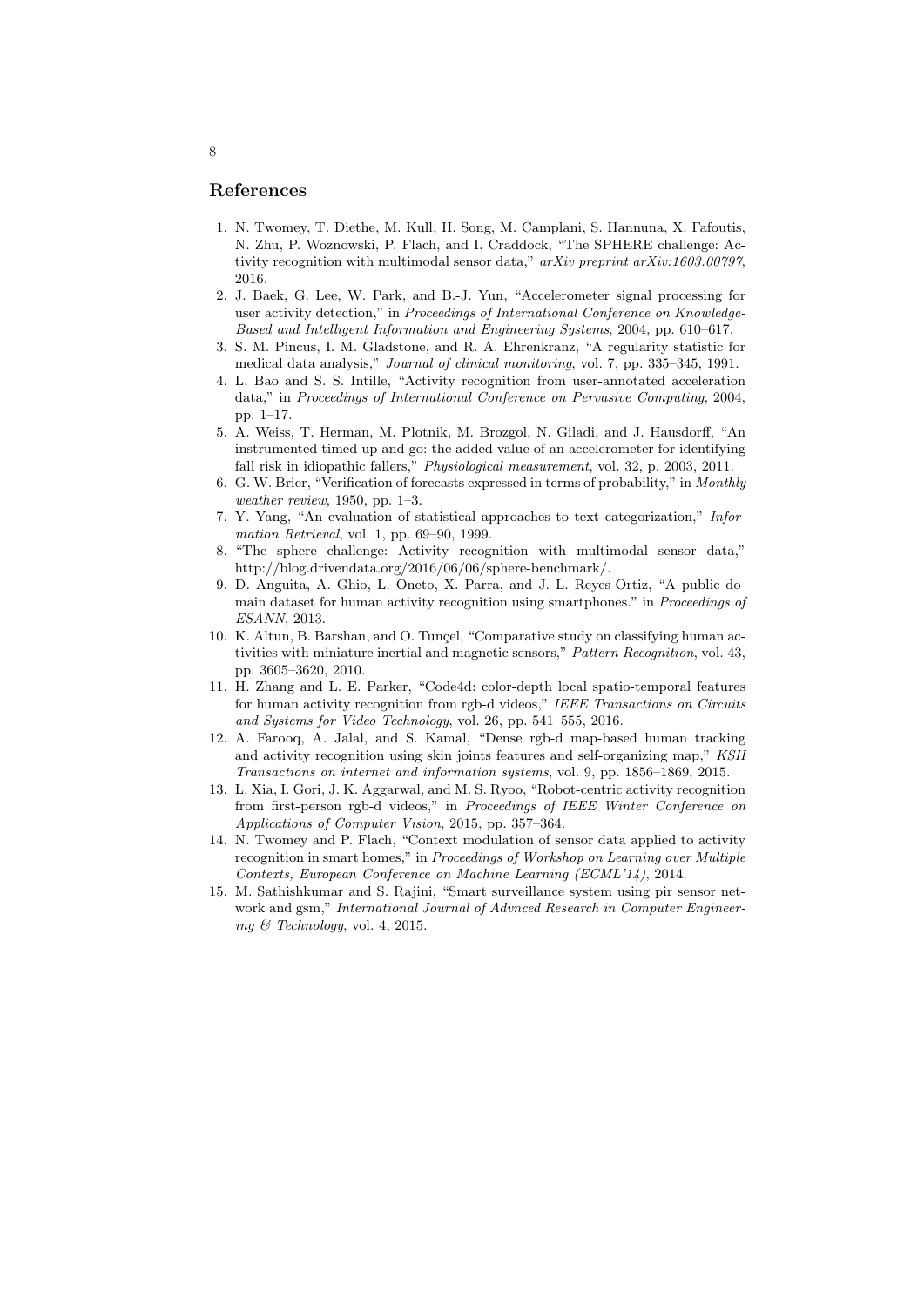## References

1. N. Twomey, T. Diethe, M. Kull, H. Song, M. Camplani, S. Hannuna, X. Fafoutis, N. Zhu, P. Woznowski, P. Flach, and I. Craddock, "The SPHERE challenge: Activity recognition with multimodal sensor data," *arXiv preprint arXiv:1603.00797*, 2016.
2. J. Baek, G. Lee, W. Park, and B.-J. Yun, "Accelerometer signal processing for user activity detection," in *Proceedings of International Conference on Knowledge-Based and Intelligent Information and Engineering Systems*, 2004, pp. 610–617.
3. S. M. Pincus, I. M. Gladstone, and R. A. Ehrenkranz, "A regularity statistic for medical data analysis," *Journal of clinical monitoring*, vol. 7, pp. 335–345, 1991.
4. L. Bao and S. S. Intille, "Activity recognition from user-annotated acceleration data," in *Proceedings of International Conference on Pervasive Computing*, 2004, pp. 1–17.
5. A. Weiss, T. Herman, M. Plotnik, M. Brozgol, N. Giladi, and J. Hausdorff, "An instrumented timed up and go: the added value of an accelerometer for identifying fall risk in idiopathic fallers," *Physiological measurement*, vol. 32, p. 2003, 2011.
6. G. W. Brier, "Verification of forecasts expressed in terms of probability," in *Monthly weather review*, 1950, pp. 1–3.
7. Y. Yang, "An evaluation of statistical approaches to text categorization," *Information Retrieval*, vol. 1, pp. 69–90, 1999.
8. "The sphere challenge: Activity recognition with multimodal sensor data," http://blog.drivendata.org/2016/06/06/sphere-benchmark/.
9. D. Anguita, A. Ghio, L. Oneto, X. Parra, and J. L. Reyes-Ortiz, "A public domain dataset for human activity recognition using smartphones." in *Proceedings of ESANN*, 2013.
10. K. Altun, B. Barshan, and O. Tunçel, "Comparative study on classifying human activities with miniature inertial and magnetic sensors," *Pattern Recognition*, vol. 43, pp. 3605–3620, 2010.
11. H. Zhang and L. E. Parker, "Code4d: color-depth local spatio-temporal features for human activity recognition from rgb-d videos," *IEEE Transactions on Circuits and Systems for Video Technology*, vol. 26, pp. 541–555, 2016.
12. A. Farooq, A. Jalal, and S. Kamal, "Dense rgb-d map-based human tracking and activity recognition using skin joints features and self-organizing map," *KSII Transactions on internet and information systems*, vol. 9, pp. 1856–1869, 2015.
13. L. Xia, I. Gori, J. K. Aggarwal, and M. S. Ryoo, "Robot-centric activity recognition from first-person rgb-d videos," in *Proceedings of IEEE Winter Conference on Applications of Computer Vision*, 2015, pp. 357–364.
14. N. Twomey and P. Flach, "Context modulation of sensor data applied to activity recognition in smart homes," in *Proceedings of Workshop on Learning over Multiple Contexts, European Conference on Machine Learning (ECML'14)*, 2014.
15. M. Sathishkumar and S. Rajini, "Smart surveillance system using pir sensor network and gsm," *International Journal of Advnced Research in Computer Engineering & Technology*, vol. 4, 2015.